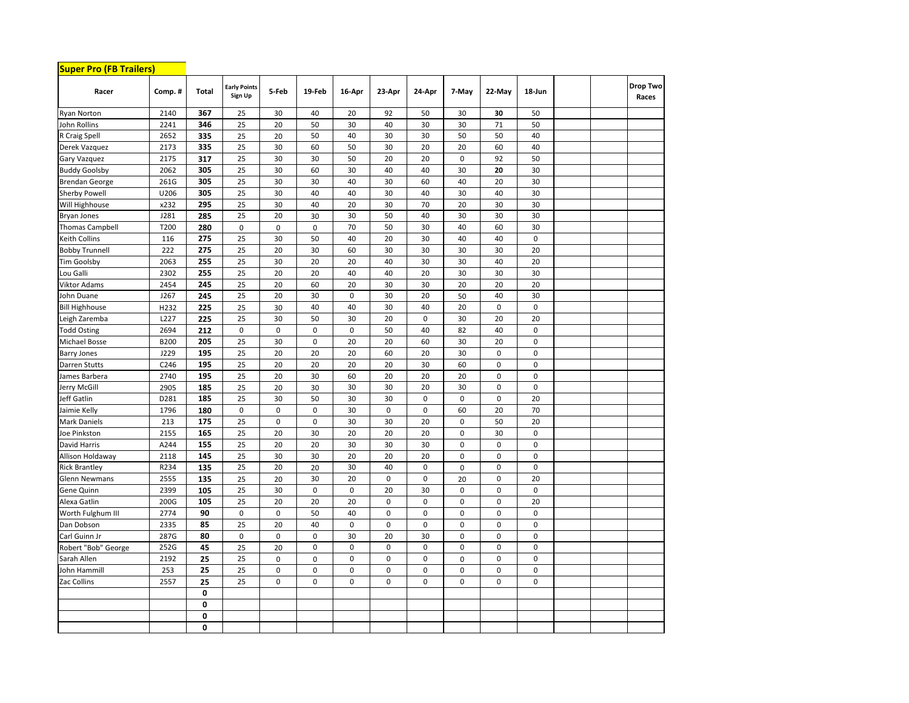**Super Pro (FB Trailers)**

| Racer | Comp. # | Total | Early Points Sign Up | 5-Feb | 19-Feb | 16-Apr | 23-Apr | 24-Apr | 7-May | 22-May | 18-Jun | | | Drop Two Races |
|---|---|---|---|---|---|---|---|---|---|---|---|---|---|---|
| Ryan Norton | 2140 | **367** | 25 | 30 | 40 | 20 | 92 | 50 | 30 | **30** | 50 | | | |
| John Rollins | 2241 | **346** | 25 | 20 | 50 | 30 | 40 | 30 | 30 | 71 | 50 | | | |
| R Craig Spell | 2652 | **335** | 25 | 20 | 50 | 40 | 30 | 30 | 50 | 50 | 40 | | | |
| Derek Vazquez | 2173 | **335** | 25 | 30 | 60 | 50 | 30 | 20 | 20 | 60 | 40 | | | |
| Gary Vazquez | 2175 | **317** | 25 | 30 | 30 | 50 | 20 | 20 | 0 | 92 | 50 | | | |
| Buddy Goolsby | 2062 | **305** | 25 | 30 | 60 | 30 | 40 | 40 | 30 | **20** | 30 | | | |
| Brendan George | 261G | **305** | 25 | 30 | 30 | 40 | 30 | 60 | 40 | 20 | 30 | | | |
| Sherby Powell | U206 | **305** | 25 | 30 | 40 | 40 | 30 | 40 | 30 | 40 | 30 | | | |
| Will Highhouse | x232 | **295** | 25 | 30 | 40 | 20 | 30 | 70 | 20 | 30 | 30 | | | |
| Bryan Jones | J281 | **285** | 25 | 20 | 30 | 30 | 50 | 40 | 30 | 30 | 30 | | | |
| Thomas Campbell | T200 | **280** | 0 | 0 | 0 | 70 | 50 | 30 | 40 | 60 | 30 | | | |
| Keith Collins | 116 | **275** | 25 | 30 | 50 | 40 | 20 | 30 | 40 | 40 | 0 | | | |
| Bobby Trunnell | 222 | **275** | 25 | 20 | 30 | 60 | 30 | 30 | 30 | 30 | 20 | | | |
| Tim Goolsby | 2063 | **255** | 25 | 30 | 20 | 20 | 40 | 30 | 30 | 40 | 20 | | | |
| Lou Galli | 2302 | **255** | 25 | 20 | 20 | 40 | 40 | 20 | 30 | 30 | 30 | | | |
| Viktor Adams | 2454 | **245** | 25 | 20 | 60 | 20 | 30 | 30 | 20 | 20 | 20 | | | |
| John Duane | J267 | **245** | 25 | 20 | 30 | 0 | 30 | 20 | 50 | 40 | 30 | | | |
| Bill Highhouse | H232 | **225** | 25 | 30 | 40 | 40 | 30 | 40 | 20 | 0 | 0 | | | |
| Leigh Zaremba | L227 | **225** | 25 | 30 | 50 | 30 | 20 | 0 | 30 | 20 | 20 | | | |
| Todd Osting | 2694 | **212** | 0 | 0 | 0 | 0 | 50 | 40 | 82 | 40 | 0 | | | |
| Michael Bosse | B200 | **205** | 25 | 30 | 0 | 20 | 20 | 60 | 30 | 20 | 0 | | | |
| Barry Jones | J229 | **195** | 25 | 20 | 20 | 20 | 60 | 20 | 30 | 0 | 0 | | | |
| Darren Stutts | C246 | **195** | 25 | 20 | 20 | 20 | 20 | 30 | 60 | 0 | 0 | | | |
| James Barbera | 2740 | **195** | 25 | 20 | 30 | 60 | 20 | 20 | 20 | 0 | 0 | | | |
| Jerry McGill | 2905 | **185** | 25 | 20 | 30 | 30 | 30 | 20 | 30 | 0 | 0 | | | |
| Jeff Gatlin | D281 | **185** | 25 | 30 | 50 | 30 | 30 | 0 | 0 | 0 | 20 | | | |
| Jaimie Kelly | 1796 | **180** | 0 | 0 | 0 | 30 | 0 | 0 | 60 | 20 | 70 | | | |
| Mark Daniels | 213 | **175** | 25 | 0 | 0 | 30 | 30 | 20 | 0 | 50 | 20 | | | |
| Joe Pinkston | 2155 | **165** | 25 | 20 | 30 | 20 | 20 | 20 | 0 | 30 | 0 | | | |
| David Harris | A244 | **155** | 25 | 20 | 20 | 30 | 30 | 30 | 0 | 0 | 0 | | | |
| Allison Holdaway | 2118 | **145** | 25 | 30 | 30 | 20 | 20 | 20 | 0 | 0 | 0 | | | |
| Rick Brantley | R234 | **135** | 25 | 20 | 20 | 30 | 40 | 0 | 0 | 0 | 0 | | | |
| Glenn Newmans | 2555 | **135** | 25 | 20 | 30 | 20 | 0 | 0 | 20 | 0 | 20 | | | |
| Gene Quinn | 2399 | **105** | 25 | 30 | 0 | 0 | 20 | 30 | 0 | 0 | 0 | | | |
| Alexa Gatlin | 200G | **105** | 25 | 20 | 20 | 20 | 0 | 0 | 0 | 0 | 20 | | | |
| Worth Fulghum III | 2774 | **90** | 0 | 0 | 50 | 40 | 0 | 0 | 0 | 0 | 0 | | | |
| Dan Dobson | 2335 | **85** | 25 | 20 | 40 | 0 | 0 | 0 | 0 | 0 | 0 | | | |
| Carl Guinn Jr | 287G | **80** | 0 | 0 | 0 | 30 | 20 | 30 | 0 | 0 | 0 | | | |
| Robert "Bob" George | 252G | **45** | 25 | 20 | 0 | 0 | 0 | 0 | 0 | 0 | 0 | | | |
| Sarah Allen | 2192 | **25** | 25 | 0 | 0 | 0 | 0 | 0 | 0 | 0 | 0 | | | |
| John Hammill | 253 | **25** | 25 | 0 | 0 | 0 | 0 | 0 | 0 | 0 | 0 | | | |
| Zac Collins | 2557 | **25** | 25 | 0 | 0 | 0 | 0 | 0 | 0 | 0 | 0 | | | |
| | | **0** | | | | | | | | | | | | |
| | | **0** | | | | | | | | | | | | |
| | | **0** | | | | | | | | | | | | |
| | | **0** | | | | | | | | | | | | |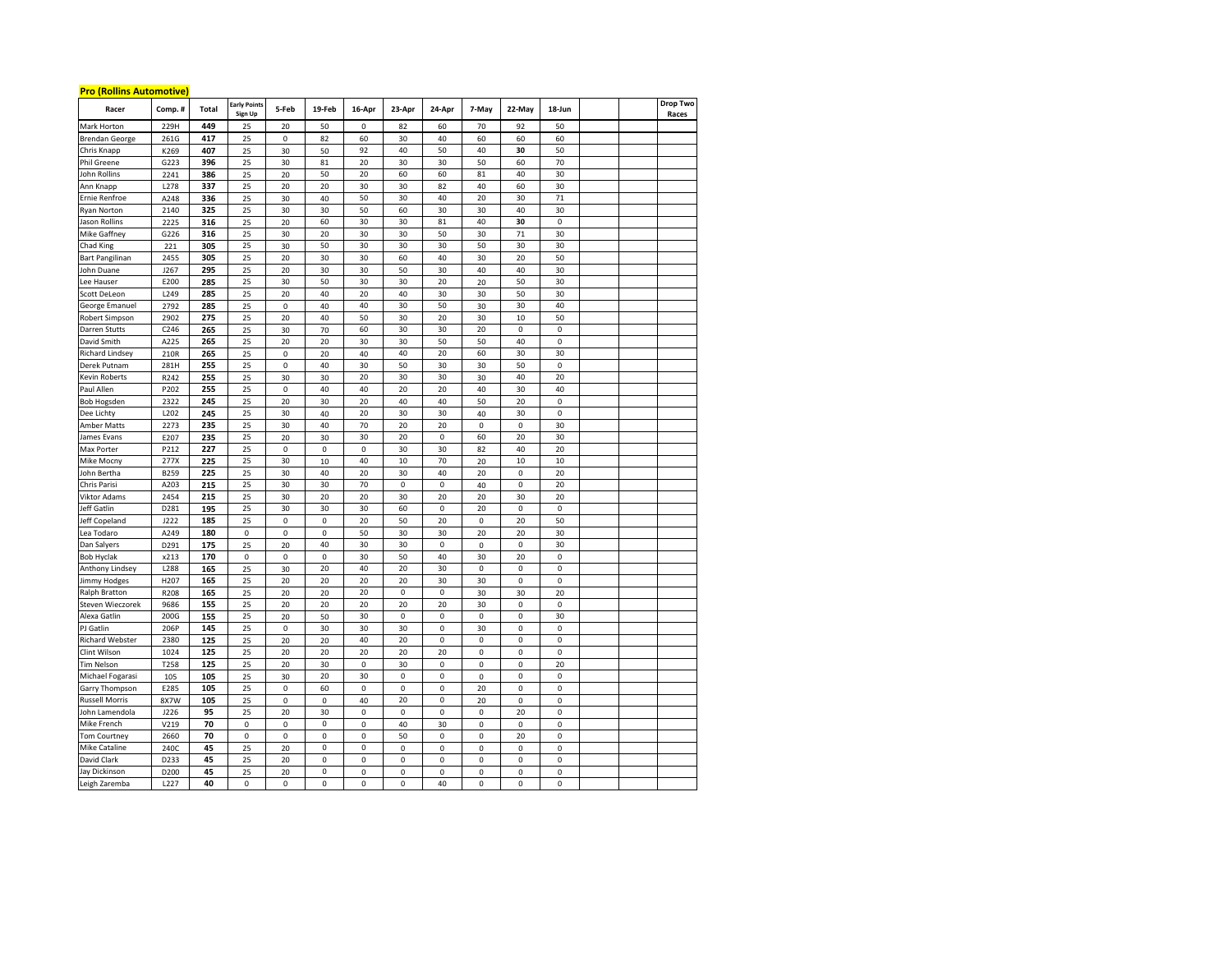**Pro (Rollins Automotive)**

| Racer | Comp. # | Total | Early Points Sign Up | 5-Feb | 19-Feb | 16-Apr | 23-Apr | 24-Apr | 7-May | 22-May | 18-Jun | | | Drop Two Races |
|---|---|---|---|---|---|---|---|---|---|---|---|---|---|---|
| Mark Horton | 229H | **449** | 25 | 20 | 50 | 0 | 82 | 60 | 70 | 92 | 50 | | | |
| Brendan George | 261G | **417** | 25 | 0 | 82 | 60 | 30 | 40 | 60 | 60 | 60 | | | |
| Chris Knapp | K269 | **407** | 25 | 30 | 50 | 92 | 40 | 50 | 40 | **30** | 50 | | | |
| Phil Greene | G223 | **396** | 25 | 30 | 81 | 20 | 30 | 30 | 50 | 60 | 70 | | | |
| John Rollins | 2241 | **386** | 25 | 20 | 50 | 20 | 60 | 60 | 81 | 40 | 30 | | | |
| Ann Knapp | L278 | **337** | 25 | 20 | 20 | 30 | 30 | 82 | 40 | 60 | 30 | | | |
| Ernie Renfroe | A248 | **336** | 25 | 30 | 40 | 50 | 30 | 40 | 20 | 30 | 71 | | | |
| Ryan Norton | 2140 | **325** | 25 | 30 | 30 | 50 | 60 | 30 | 30 | 40 | 30 | | | |
| Jason Rollins | 2225 | **316** | 25 | 20 | 60 | 30 | 30 | 81 | 40 | **30** | 0 | | | |
| Mike Gaffney | G226 | **316** | 25 | 30 | 20 | 30 | 30 | 50 | 30 | 71 | 30 | | | |
| Chad King | 221 | **305** | 25 | 30 | 50 | 30 | 30 | 30 | 50 | 30 | 30 | | | |
| Bart Pangilinan | 2455 | **305** | 25 | 20 | 30 | 30 | 60 | 40 | 30 | 20 | 50 | | | |
| John Duane | J267 | **295** | 25 | 20 | 30 | 30 | 50 | 30 | 40 | 40 | 30 | | | |
| Lee Hauser | E200 | **285** | 25 | 30 | 50 | 30 | 30 | 20 | 20 | 50 | 30 | | | |
| Scott DeLeon | L249 | **285** | 25 | 20 | 40 | 20 | 40 | 30 | 30 | 50 | 30 | | | |
| George Emanuel | 2792 | **285** | 25 | 0 | 40 | 40 | 30 | 50 | 30 | 30 | 40 | | | |
| Robert Simpson | 2902 | **275** | 25 | 20 | 40 | 50 | 30 | 20 | 30 | 10 | 50 | | | |
| Darren Stutts | C246 | **265** | 25 | 30 | 70 | 60 | 30 | 30 | 20 | 0 | 0 | | | |
| David Smith | A225 | **265** | 25 | 20 | 20 | 30 | 30 | 50 | 50 | 40 | 0 | | | |
| Richard Lindsey | 210R | **265** | 25 | 0 | 20 | 40 | 40 | 20 | 60 | 30 | 30 | | | |
| Derek Putnam | 281H | **255** | 25 | 0 | 40 | 30 | 50 | 30 | 30 | 50 | 0 | | | |
| Kevin Roberts | R242 | **255** | 25 | 30 | 30 | 20 | 30 | 30 | 30 | 40 | 20 | | | |
| Paul Allen | P202 | **255** | 25 | 0 | 40 | 40 | 20 | 20 | 40 | 30 | 40 | | | |
| Bob Hogsden | 2322 | **245** | 25 | 20 | 30 | 20 | 40 | 40 | 50 | 20 | 0 | | | |
| Dee Lichty | L202 | **245** | 25 | 30 | 40 | 20 | 30 | 30 | 40 | 30 | 0 | | | |
| Amber Matts | 2273 | **235** | 25 | 30 | 40 | 70 | 20 | 20 | 0 | 0 | 30 | | | |
| James Evans | E207 | **235** | 25 | 20 | 30 | 30 | 20 | 0 | 60 | 20 | 30 | | | |
| Max Porter | P212 | **227** | 25 | 0 | 0 | 0 | 30 | 30 | 82 | 40 | 20 | | | |
| Mike Mocny | 277X | **225** | 25 | 30 | 10 | 40 | 10 | 70 | 20 | 10 | 10 | | | |
| John Bertha | B259 | **225** | 25 | 30 | 40 | 20 | 30 | 40 | 20 | 0 | 20 | | | |
| Chris Parisi | A203 | **215** | 25 | 30 | 30 | 70 | 0 | 0 | 40 | 0 | 20 | | | |
| Viktor Adams | 2454 | **215** | 25 | 30 | 20 | 20 | 30 | 20 | 20 | 30 | 20 | | | |
| Jeff Gatlin | D281 | **195** | 25 | 30 | 30 | 30 | 60 | 0 | 20 | 0 | 0 | | | |
| Jeff Copeland | J222 | **185** | 25 | 0 | 0 | 20 | 50 | 20 | 0 | 20 | 50 | | | |
| Lea Todaro | A249 | **180** | 0 | 0 | 0 | 50 | 30 | 30 | 20 | 20 | 30 | | | |
| Dan Salyers | D291 | **175** | 25 | 20 | 40 | 30 | 30 | 0 | 0 | 0 | 30 | | | |
| Bob Hyclak | x213 | **170** | 0 | 0 | 0 | 30 | 50 | 40 | 30 | 20 | 0 | | | |
| Anthony Lindsey | L288 | **165** | 25 | 30 | 20 | 40 | 20 | 30 | 0 | 0 | 0 | | | |
| Jimmy Hodges | H207 | **165** | 25 | 20 | 20 | 20 | 20 | 30 | 30 | 0 | 0 | | | |
| Ralph Bratton | R208 | **165** | 25 | 20 | 20 | 20 | 0 | 0 | 30 | 30 | 20 | | | |
| Steven Wieczorek | 9686 | **155** | 25 | 20 | 20 | 20 | 20 | 20 | 30 | 0 | 0 | | | |
| Alexa Gatlin | 200G | **155** | 25 | 20 | 50 | 30 | 0 | 0 | 0 | 0 | 30 | | | |
| PJ Gatlin | 206P | **145** | 25 | 0 | 30 | 30 | 30 | 0 | 30 | 0 | 0 | | | |
| Richard Webster | 2380 | **125** | 25 | 20 | 20 | 40 | 20 | 0 | 0 | 0 | 0 | | | |
| Clint Wilson | 1024 | **125** | 25 | 20 | 20 | 20 | 20 | 20 | 0 | 0 | 0 | | | |
| Tim Nelson | T258 | **125** | 25 | 20 | 30 | 0 | 30 | 0 | 0 | 0 | 20 | | | |
| Michael Fogarasi | 105 | **105** | 25 | 30 | 20 | 30 | 0 | 0 | 0 | 0 | 0 | | | |
| Garry Thompson | E285 | **105** | 25 | 0 | 60 | 0 | 0 | 0 | 20 | 0 | 0 | | | |
| Russell Morris | 8X7W | **105** | 25 | 0 | 0 | 40 | 20 | 0 | 20 | 0 | 0 | | | |
| John Lamendola | J226 | **95** | 25 | 20 | 30 | 0 | 0 | 0 | 0 | 20 | 0 | | | |
| Mike French | V219 | **70** | 0 | 0 | 0 | 0 | 40 | 30 | 0 | 0 | 0 | | | |
| Tom Courtney | 2660 | **70** | 0 | 0 | 0 | 0 | 50 | 0 | 0 | 20 | 0 | | | |
| Mike Cataline | 240C | **45** | 25 | 20 | 0 | 0 | 0 | 0 | 0 | 0 | 0 | | | |
| David Clark | D233 | **45** | 25 | 20 | 0 | 0 | 0 | 0 | 0 | 0 | 0 | | | |
| Jay Dickinson | D200 | **45** | 25 | 20 | 0 | 0 | 0 | 0 | 0 | 0 | 0 | | | |
| Leigh Zaremba | L227 | **40** | 0 | 0 | 0 | 0 | 0 | 40 | 0 | 0 | 0 | | | |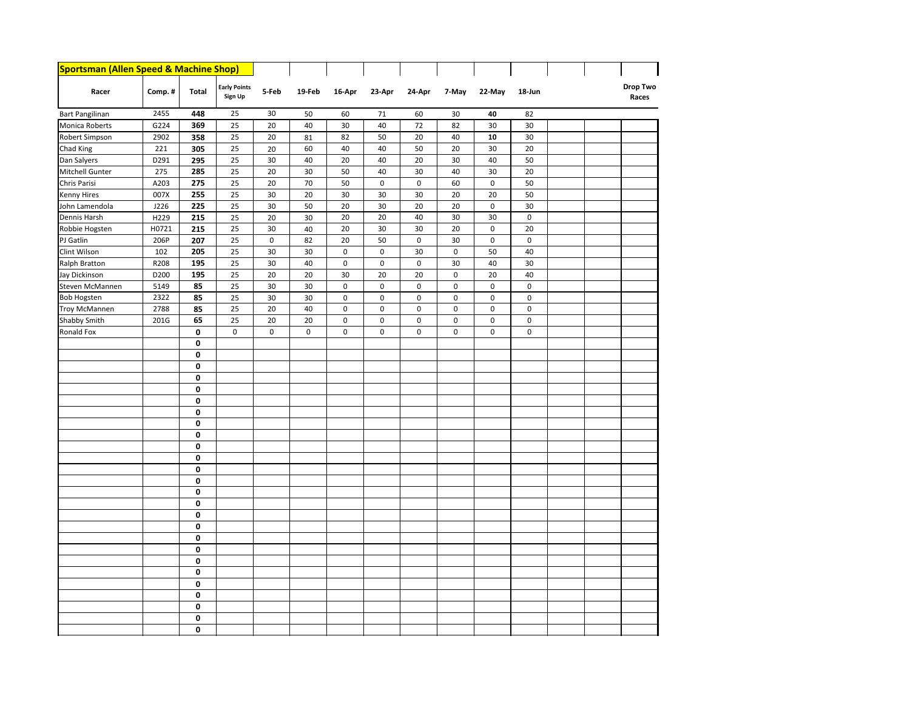| Sportsman (Allen Speed & Machine Shop) | | | | | | | | | | | | | | | |
|---|---|---|---|---|---|---|---|---|---|---|---|---|---|---|---|
| Racer | Comp. # | Total | Early Points Sign Up | 5-Feb | 19-Feb | 16-Apr | 23-Apr | 24-Apr | 7-May | 22-May | 18-Jun | | | Drop Two Races |
| Bart Pangilinan | 2455 | **448** | 25 | 30 | 50 | 60 | 71 | 60 | 30 | **40** | 82 | | | |
| Monica Roberts | G224 | **369** | 25 | 20 | 40 | 30 | 40 | 72 | 82 | 30 | 30 | | | |
| Robert Simpson | 2902 | **358** | 25 | 20 | 81 | 82 | 50 | 20 | 40 | **10** | 30 | | | |
| Chad King | 221 | **305** | 25 | 20 | 60 | 40 | 40 | 50 | 20 | 30 | 20 | | | |
| Dan Salyers | D291 | **295** | 25 | 30 | 40 | 20 | 40 | 20 | 30 | 40 | 50 | | | |
| Mitchell Gunter | 275 | **285** | 25 | 20 | 30 | 50 | 40 | 30 | 40 | 30 | 20 | | | |
| Chris Parisi | A203 | **275** | 25 | 20 | 70 | 50 | 0 | 0 | 60 | 0 | 50 | | | |
| Kenny Hires | 007X | **255** | 25 | 30 | 20 | 30 | 30 | 30 | 20 | 20 | 50 | | | |
| John Lamendola | J226 | **225** | 25 | 30 | 50 | 20 | 30 | 20 | 20 | 0 | 30 | | | |
| Dennis Harsh | H229 | **215** | 25 | 20 | 30 | 20 | 20 | 40 | 30 | 30 | 0 | | | |
| Robbie Hogsten | H0721 | **215** | 25 | 30 | 40 | 20 | 30 | 30 | 20 | 0 | 20 | | | |
| PJ Gatlin | 206P | **207** | 25 | 0 | 82 | 20 | 50 | 0 | 30 | 0 | 0 | | | |
| Clint Wilson | 102 | **205** | 25 | 30 | 30 | 0 | 0 | 30 | 0 | 50 | 40 | | | |
| Ralph Bratton | R208 | **195** | 25 | 30 | 40 | 0 | 0 | 0 | 30 | 40 | 30 | | | |
| Jay Dickinson | D200 | **195** | 25 | 20 | 20 | 30 | 20 | 20 | 0 | 20 | 40 | | | |
| Steven McMannen | 5149 | **85** | 25 | 30 | 30 | 0 | 0 | 0 | 0 | 0 | 0 | | | |
| Bob Hogsten | 2322 | **85** | 25 | 30 | 30 | 0 | 0 | 0 | 0 | 0 | 0 | | | |
| Troy McMannen | 2788 | **85** | 25 | 20 | 40 | 0 | 0 | 0 | 0 | 0 | 0 | | | |
| Shabby Smith | 201G | **65** | 25 | 20 | 20 | 0 | 0 | 0 | 0 | 0 | 0 | | | |
| Ronald Fox | | **0** | 0 | 0 | 0 | 0 | 0 | 0 | 0 | 0 | 0 | | | |
| | | **0** | | | | | | | | | | | | |
| | | **0** | | | | | | | | | | | | |
| | | **0** | | | | | | | | | | | | |
| | | **0** | | | | | | | | | | | | |
| | | **0** | | | | | | | | | | | | |
| | | **0** | | | | | | | | | | | | |
| | | **0** | | | | | | | | | | | | |
| | | **0** | | | | | | | | | | | | |
| | | **0** | | | | | | | | | | | | |
| | | **0** | | | | | | | | | | | | |
| | | **0** | | | | | | | | | | | | |
| | | **0** | | | | | | | | | | | | |
| | | **0** | | | | | | | | | | | | |
| | | **0** | | | | | | | | | | | | |
| | | **0** | | | | | | | | | | | | |
| | | **0** | | | | | | | | | | | | |
| | | **0** | | | | | | | | | | | | |
| | | **0** | | | | | | | | | | | | |
| | | **0** | | | | | | | | | | | | |
| | | **0** | | | | | | | | | | | | |
| | | **0** | | | | | | | | | | | | |
| | | **0** | | | | | | | | | | | | |
| | | **0** | | | | | | | | | | | | |
| | | **0** | | | | | | | | | | | | |
| | | **0** | | | | | | | | | | | | |
| | | **0** | | | | | | | | | | | | |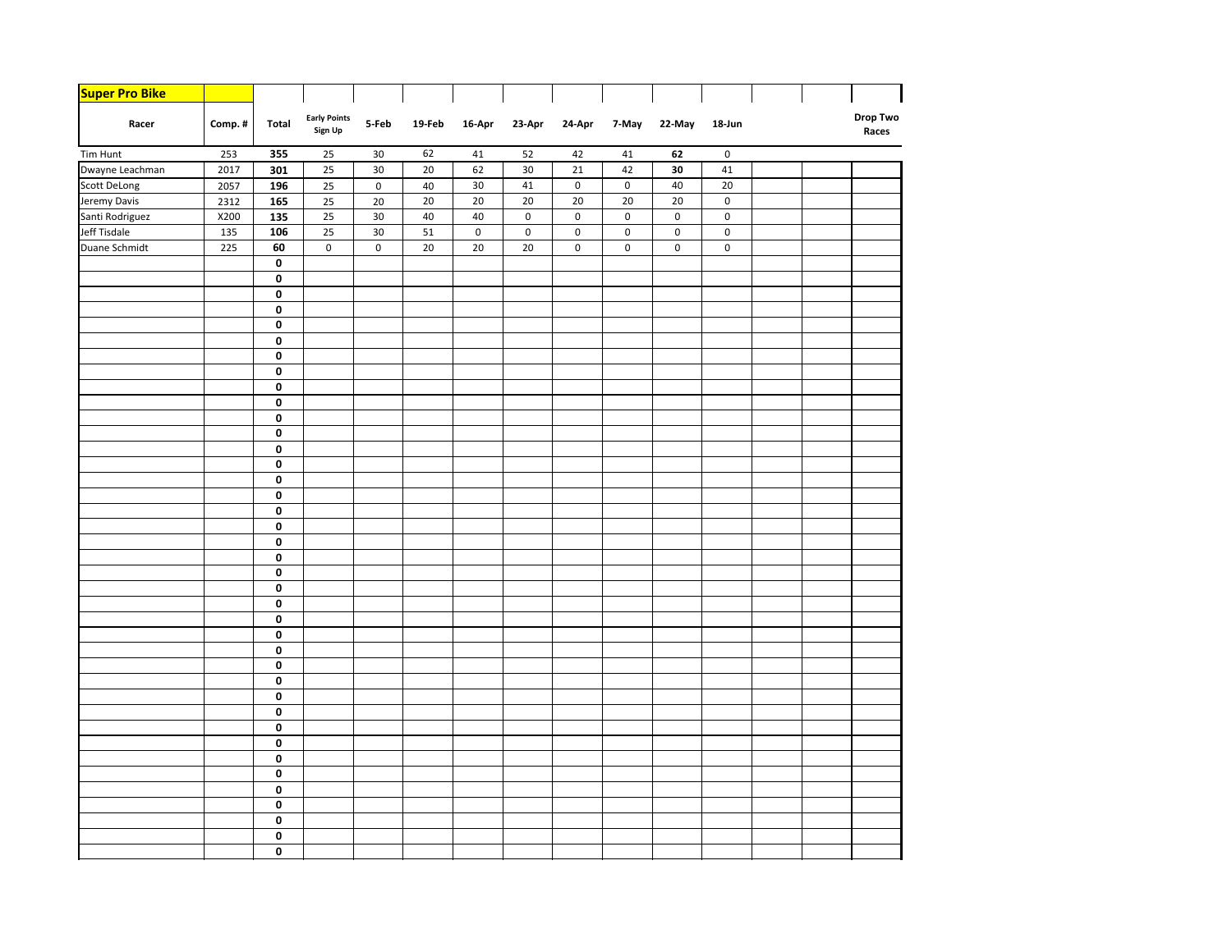**Super Pro Bike**

| Racer | Comp. # | Total | Early Points Sign Up | 5-Feb | 19-Feb | 16-Apr | 23-Apr | 24-Apr | 7-May | 22-May | 18-Jun | | | Drop Two Races |
|---|---|---|---|---|---|---|---|---|---|---|---|---|---|---|
| Tim Hunt | 253 | **355** | 25 | 30 | 62 | 41 | 52 | 42 | 41 | **62** | 0 | | | |
| Dwayne Leachman | 2017 | **301** | 25 | 30 | 20 | 62 | 30 | 21 | 42 | **30** | 41 | | | |
| Scott DeLong | 2057 | **196** | 25 | 0 | 40 | 30 | 41 | 0 | 0 | 40 | 20 | | | |
| Jeremy Davis | 2312 | **165** | 25 | 20 | 20 | 20 | 20 | 20 | 20 | 20 | 0 | | | |
| Santi Rodriguez | X200 | **135** | 25 | 30 | 40 | 40 | 0 | 0 | 0 | 0 | 0 | | | |
| Jeff Tisdale | 135 | **106** | 25 | 30 | 51 | 0 | 0 | 0 | 0 | 0 | 0 | | | |
| Duane Schmidt | 225 | **60** | 0 | 0 | 20 | 20 | 20 | 0 | 0 | 0 | 0 | | | |
| | | **0** | | | | | | | | | | | | |
| | | **0** | | | | | | | | | | | | |
| | | **0** | | | | | | | | | | | | |
| | | **0** | | | | | | | | | | | | |
| | | **0** | | | | | | | | | | | | |
| | | **0** | | | | | | | | | | | | |
| | | **0** | | | | | | | | | | | | |
| | | **0** | | | | | | | | | | | | |
| | | **0** | | | | | | | | | | | | |
| | | **0** | | | | | | | | | | | | |
| | | **0** | | | | | | | | | | | | |
| | | **0** | | | | | | | | | | | | |
| | | **0** | | | | | | | | | | | | |
| | | **0** | | | | | | | | | | | | |
| | | **0** | | | | | | | | | | | | |
| | | **0** | | | | | | | | | | | | |
| | | **0** | | | | | | | | | | | | |
| | | **0** | | | | | | | | | | | | |
| | | **0** | | | | | | | | | | | | |
| | | **0** | | | | | | | | | | | | |
| | | **0** | | | | | | | | | | | | |
| | | **0** | | | | | | | | | | | | |
| | | **0** | | | | | | | | | | | | |
| | | **0** | | | | | | | | | | | | |
| | | **0** | | | | | | | | | | | | |
| | | **0** | | | | | | | | | | | | |
| | | **0** | | | | | | | | | | | | |
| | | **0** | | | | | | | | | | | | |
| | | **0** | | | | | | | | | | | | |
| | | **0** | | | | | | | | | | | | |
| | | **0** | | | | | | | | | | | | |
| | | **0** | | | | | | | | | | | | |
| | | **0** | | | | | | | | | | | | |
| | | **0** | | | | | | | | | | | | |
| | | **0** | | | | | | | | | | | | |
| | | **0** | | | | | | | | | | | | |
| | | **0** | | | | | | | | | | | | |
| | | **0** | | | | | | | | | | | | |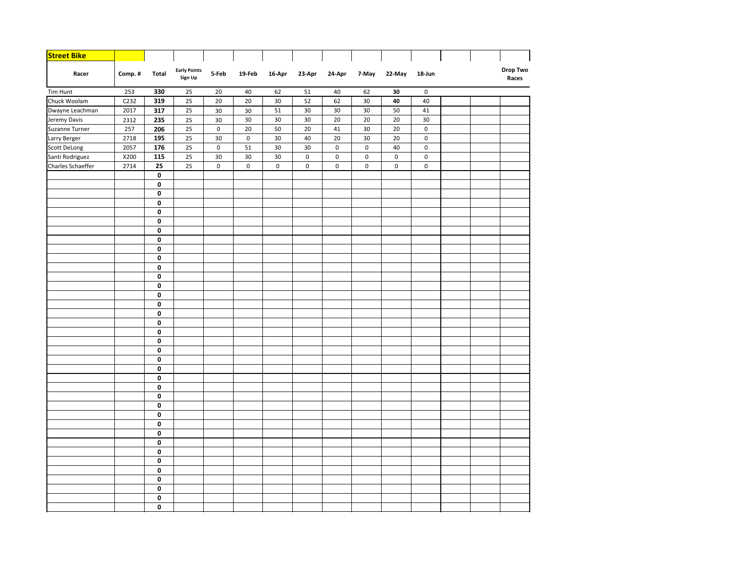| Street Bike | | | | | | | | | | | | | | |
|---|---|---|---|---|---|---|---|---|---|---|---|---|---|---|
| Racer | Comp. # | Total | Early Points Sign Up | 5-Feb | 19-Feb | 16-Apr | 23-Apr | 24-Apr | 7-May | 22-May | 18-Jun | | | Drop Two Races |
| Tim Hunt | 253 | **330** | 25 | 20 | 40 | 62 | 51 | 40 | 62 | **30** | 0 | | | |
| Chuck Woolam | C232 | **319** | 25 | 20 | 20 | 30 | 52 | 62 | 30 | **40** | 40 | | | |
| Dwayne Leachman | 2017 | **317** | 25 | 30 | 30 | 51 | 30 | 30 | 30 | 50 | 41 | | | |
| Jeremy Davis | 2312 | **235** | 25 | 30 | 30 | 30 | 30 | 20 | 20 | 20 | 30 | | | |
| Suzanne Turner | 257 | **206** | 25 | 0 | 20 | 50 | 20 | 41 | 30 | 20 | 0 | | | |
| Larry Berger | 2718 | **195** | 25 | 30 | 0 | 30 | 40 | 20 | 30 | 20 | 0 | | | |
| Scott DeLong | 2057 | **176** | 25 | 0 | 51 | 30 | 30 | 0 | 0 | 40 | 0 | | | |
| Santi Rodriguez | X200 | **115** | 25 | 30 | 30 | 30 | 0 | 0 | 0 | 0 | 0 | | | |
| Charles Schaeffer | 2714 | **25** | 25 | 0 | 0 | 0 | 0 | 0 | 0 | 0 | 0 | | | |
| | | **0** | | | | | | | | | | | | |
| | | **0** | | | | | | | | | | | | |
| | | **0** | | | | | | | | | | | | |
| | | **0** | | | | | | | | | | | | |
| | | **0** | | | | | | | | | | | | |
| | | **0** | | | | | | | | | | | | |
| | | **0** | | | | | | | | | | | | |
| | | **0** | | | | | | | | | | | | |
| | | **0** | | | | | | | | | | | | |
| | | **0** | | | | | | | | | | | | |
| | | **0** | | | | | | | | | | | | |
| | | **0** | | | | | | | | | | | | |
| | | **0** | | | | | | | | | | | | |
| | | **0** | | | | | | | | | | | | |
| | | **0** | | | | | | | | | | | | |
| | | **0** | | | | | | | | | | | | |
| | | **0** | | | | | | | | | | | | |
| | | **0** | | | | | | | | | | | | |
| | | **0** | | | | | | | | | | | | |
| | | **0** | | | | | | | | | | | | |
| | | **0** | | | | | | | | | | | | |
| | | **0** | | | | | | | | | | | | |
| | | **0** | | | | | | | | | | | | |
| | | **0** | | | | | | | | | | | | |
| | | **0** | | | | | | | | | | | | |
| | | **0** | | | | | | | | | | | | |
| | | **0** | | | | | | | | | | | | |
| | | **0** | | | | | | | | | | | | |
| | | **0** | | | | | | | | | | | | |
| | | **0** | | | | | | | | | | | | |
| | | **0** | | | | | | | | | | | | |
| | | **0** | | | | | | | | | | | | |
| | | **0** | | | | | | | | | | | | |
| | | **0** | | | | | | | | | | | | |
| | | **0** | | | | | | | | | | | | |
| | | **0** | | | | | | | | | | | | |
| | | **0** | | | | | | | | | | | | |
| | | **0** | | | | | | | | | | | | |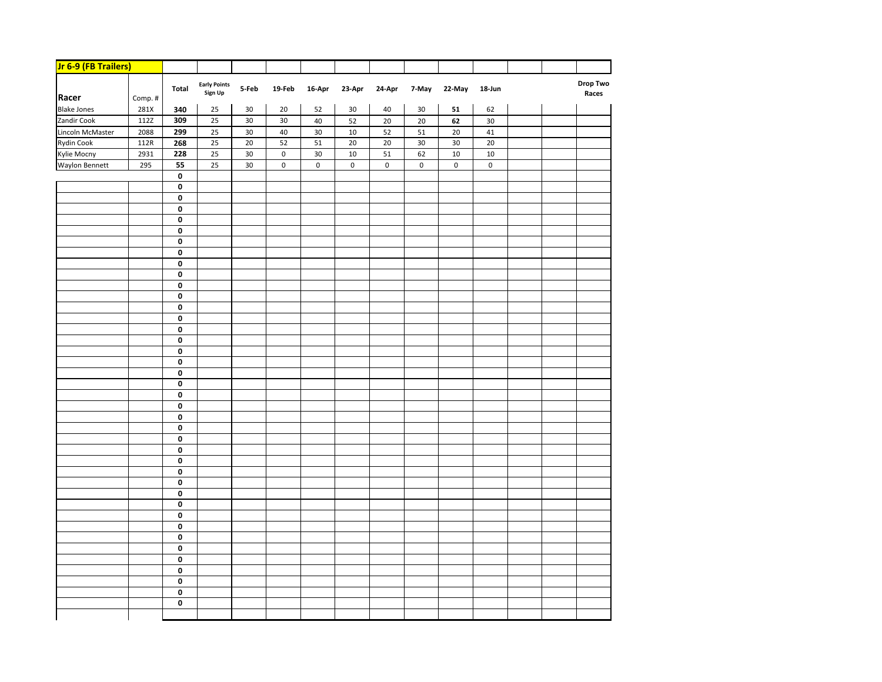| Jr 6-9 (FB Trailers) | | | | | | | | | | | | | | | |
|---|---|---|---|---|---|---|---|---|---|---|---|---|---|---|---|
| **Racer** | Comp. # | **Total** | **Early Points Sign Up** | **5-Feb** | **19-Feb** | **16-Apr** | **23-Apr** | **24-Apr** | **7-May** | **22-May** | **18-Jun** | | | **Drop Two Races** |
| Blake Jones | 281X | **340** | 25 | 30 | 20 | 52 | 30 | 40 | 30 | **51** | 62 | | | |
| Zandir Cook | 112Z | **309** | 25 | 30 | 30 | 40 | 52 | 20 | 20 | **62** | 30 | | | |
| Lincoln McMaster | 2088 | **299** | 25 | 30 | 40 | 30 | 10 | 52 | 51 | 20 | 41 | | | |
| Rydin Cook | 112R | **268** | 25 | 20 | 52 | 51 | 20 | 20 | 30 | 30 | 20 | | | |
| Kylie Mocny | 2931 | **228** | 25 | 30 | 0 | 30 | 10 | 51 | 62 | 10 | 10 | | | |
| Waylon Bennett | 295 | **55** | 25 | 30 | 0 | 0 | 0 | 0 | 0 | 0 | 0 | | | |
| | | **0** | | | | | | | | | | | | |
| | | **0** | | | | | | | | | | | | |
| | | **0** | | | | | | | | | | | | |
| | | **0** | | | | | | | | | | | | |
| | | **0** | | | | | | | | | | | | |
| | | **0** | | | | | | | | | | | | |
| | | **0** | | | | | | | | | | | | |
| | | **0** | | | | | | | | | | | | |
| | | **0** | | | | | | | | | | | | |
| | | **0** | | | | | | | | | | | | |
| | | **0** | | | | | | | | | | | | |
| | | **0** | | | | | | | | | | | | |
| | | **0** | | | | | | | | | | | | |
| | | **0** | | | | | | | | | | | | |
| | | **0** | | | | | | | | | | | | |
| | | **0** | | | | | | | | | | | | |
| | | **0** | | | | | | | | | | | | |
| | | **0** | | | | | | | | | | | | |
| | | **0** | | | | | | | | | | | | |
| | | **0** | | | | | | | | | | | | |
| | | **0** | | | | | | | | | | | | |
| | | **0** | | | | | | | | | | | | |
| | | **0** | | | | | | | | | | | | |
| | | **0** | | | | | | | | | | | | |
| | | **0** | | | | | | | | | | | | |
| | | **0** | | | | | | | | | | | | |
| | | **0** | | | | | | | | | | | | |
| | | **0** | | | | | | | | | | | | |
| | | **0** | | | | | | | | | | | | |
| | | **0** | | | | | | | | | | | | |
| | | **0** | | | | | | | | | | | | |
| | | **0** | | | | | | | | | | | | |
| | | **0** | | | | | | | | | | | | |
| | | **0** | | | | | | | | | | | | |
| | | **0** | | | | | | | | | | | | |
| | | **0** | | | | | | | | | | | | |
| | | **0** | | | | | | | | | | | | |
| | | **0** | | | | | | | | | | | | |
| | | | | | | | | | | | | | | |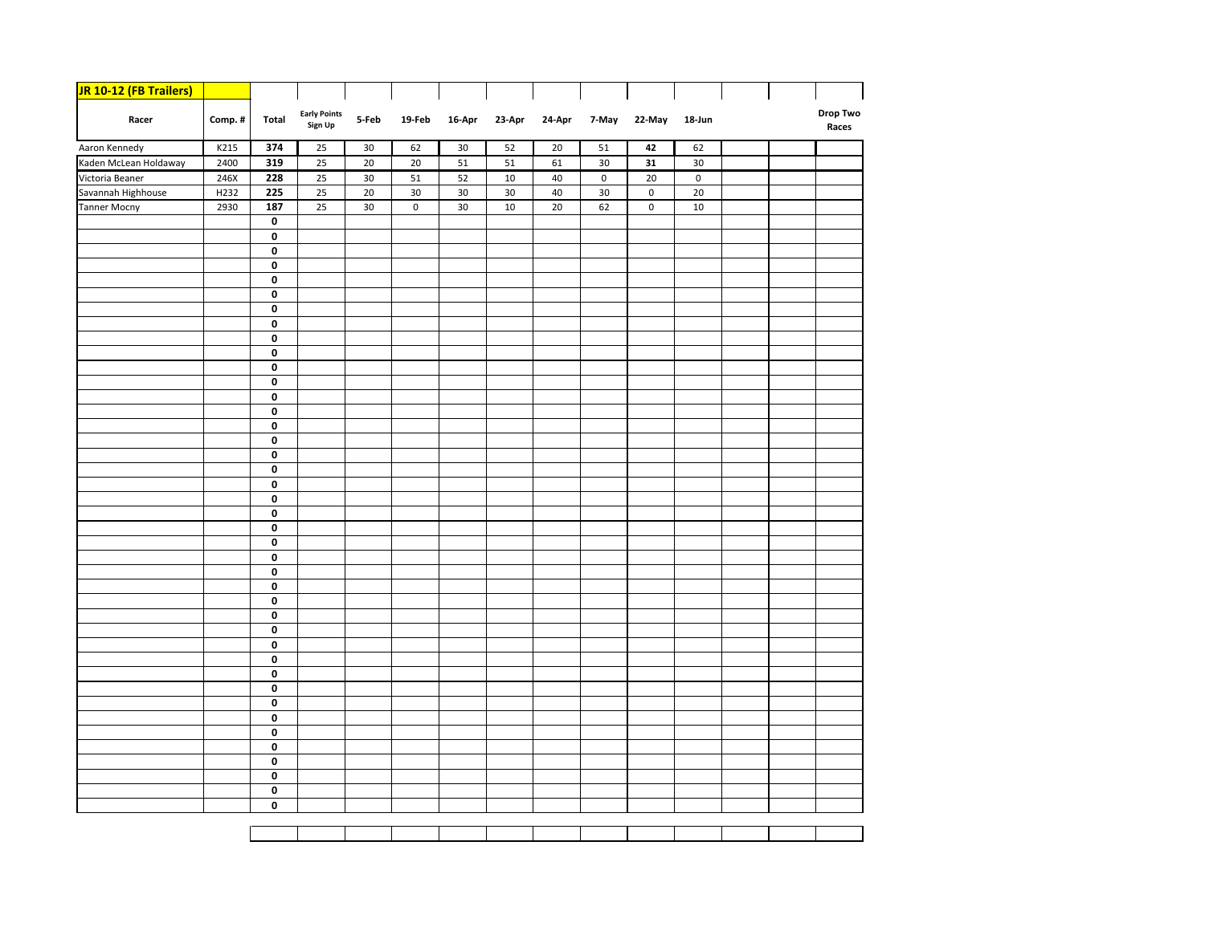**JR 10-12 (FB Trailers)**

| Racer | Comp. # | Total | Early Points Sign Up | 5-Feb | 19-Feb | 16-Apr | 23-Apr | 24-Apr | 7-May | 22-May | 18-Jun | | | Drop Two Races |
|---|---|---|---|---|---|---|---|---|---|---|---|---|---|---|
| Aaron Kennedy | K215 | **374** | 25 | 30 | 62 | 30 | 52 | 20 | 51 | **42** | 62 | | | |
| Kaden McLean Holdaway | 2400 | **319** | 25 | 20 | 20 | 51 | 51 | 61 | 30 | **31** | 30 | | | |
| Victoria Beaner | 246X | **228** | 25 | 30 | 51 | 52 | 10 | 40 | 0 | 20 | 0 | | | |
| Savannah Highhouse | H232 | **225** | 25 | 20 | 30 | 30 | 30 | 40 | 30 | 0 | 20 | | | |
| Tanner Mocny | 2930 | **187** | 25 | 30 | 0 | 30 | 10 | 20 | 62 | 0 | 10 | | | |
| | | **0** | | | | | | | | | | | | |
| | | **0** | | | | | | | | | | | | |
| | | **0** | | | | | | | | | | | | |
| | | **0** | | | | | | | | | | | | |
| | | **0** | | | | | | | | | | | | |
| | | **0** | | | | | | | | | | | | |
| | | **0** | | | | | | | | | | | | |
| | | **0** | | | | | | | | | | | | |
| | | **0** | | | | | | | | | | | | |
| | | **0** | | | | | | | | | | | | |
| | | **0** | | | | | | | | | | | | |
| | | **0** | | | | | | | | | | | | |
| | | **0** | | | | | | | | | | | | |
| | | **0** | | | | | | | | | | | | |
| | | **0** | | | | | | | | | | | | |
| | | **0** | | | | | | | | | | | | |
| | | **0** | | | | | | | | | | | | |
| | | **0** | | | | | | | | | | | | |
| | | **0** | | | | | | | | | | | | |
| | | **0** | | | | | | | | | | | | |
| | | **0** | | | | | | | | | | | | |
| | | **0** | | | | | | | | | | | | |
| | | **0** | | | | | | | | | | | | |
| | | **0** | | | | | | | | | | | | |
| | | **0** | | | | | | | | | | | | |
| | | **0** | | | | | | | | | | | | |
| | | **0** | | | | | | | | | | | | |
| | | **0** | | | | | | | | | | | | |
| | | **0** | | | | | | | | | | | | |
| | | **0** | | | | | | | | | | | | |
| | | **0** | | | | | | | | | | | | |
| | | **0** | | | | | | | | | | | | |
| | | **0** | | | | | | | | | | | | |
| | | **0** | | | | | | | | | | | | |
| | | **0** | | | | | | | | | | | | |
| | | **0** | | | | | | | | | | | | |
| | | **0** | | | | | | | | | | | | |
| | | **0** | | | | | | | | | | | | |
| | | **0** | | | | | | | | | | | | |
| | | **0** | | | | | | | | | | | | |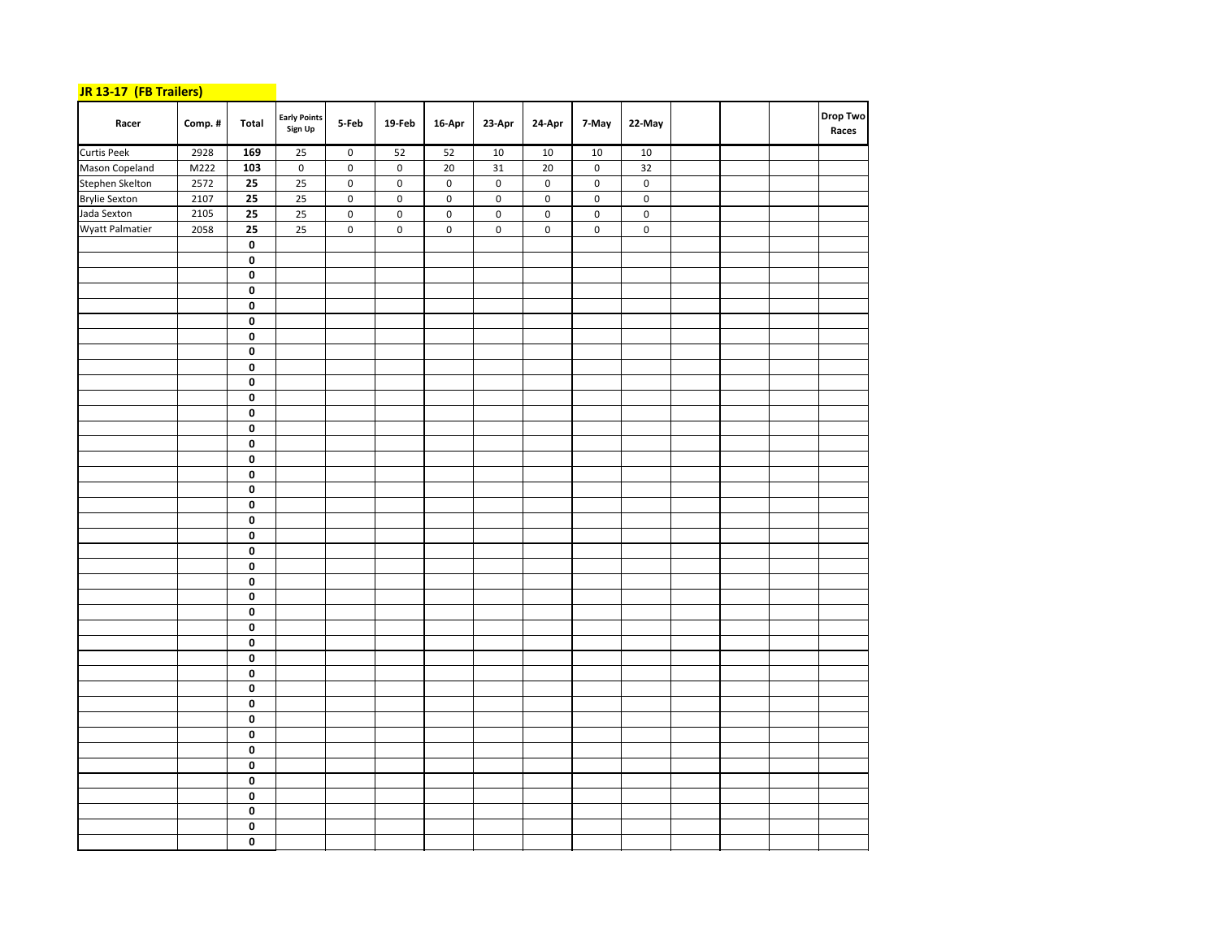**JR 13-17 (FB Trailers)**

| Racer | Comp. # | Total | Early Points Sign Up | 5-Feb | 19-Feb | 16-Apr | 23-Apr | 24-Apr | 7-May | 22-May | | | | Drop Two Races |
|---|---|---|---|---|---|---|---|---|---|---|---|---|---|---|
| Curtis Peek | 2928 | **169** | 25 | 0 | 52 | 52 | 10 | 10 | 10 | 10 | | | | |
| Mason Copeland | M222 | **103** | 0 | 0 | 0 | 20 | 31 | 20 | 0 | 32 | | | | |
| Stephen Skelton | 2572 | **25** | 25 | 0 | 0 | 0 | 0 | 0 | 0 | 0 | | | | |
| Brylie Sexton | 2107 | **25** | 25 | 0 | 0 | 0 | 0 | 0 | 0 | 0 | | | | |
| Jada Sexton | 2105 | **25** | 25 | 0 | 0 | 0 | 0 | 0 | 0 | 0 | | | | |
| Wyatt Palmatier | 2058 | **25** | 25 | 0 | 0 | 0 | 0 | 0 | 0 | 0 | | | | |
| | | **0** | | | | | | | | | | | | |
| | | **0** | | | | | | | | | | | | |
| | | **0** | | | | | | | | | | | | |
| | | **0** | | | | | | | | | | | | |
| | | **0** | | | | | | | | | | | | |
| | | **0** | | | | | | | | | | | | |
| | | **0** | | | | | | | | | | | | |
| | | **0** | | | | | | | | | | | | |
| | | **0** | | | | | | | | | | | | |
| | | **0** | | | | | | | | | | | | |
| | | **0** | | | | | | | | | | | | |
| | | **0** | | | | | | | | | | | | |
| | | **0** | | | | | | | | | | | | |
| | | **0** | | | | | | | | | | | | |
| | | **0** | | | | | | | | | | | | |
| | | **0** | | | | | | | | | | | | |
| | | **0** | | | | | | | | | | | | |
| | | **0** | | | | | | | | | | | | |
| | | **0** | | | | | | | | | | | | |
| | | **0** | | | | | | | | | | | | |
| | | **0** | | | | | | | | | | | | |
| | | **0** | | | | | | | | | | | | |
| | | **0** | | | | | | | | | | | | |
| | | **0** | | | | | | | | | | | | |
| | | **0** | | | | | | | | | | | | |
| | | **0** | | | | | | | | | | | | |
| | | **0** | | | | | | | | | | | | |
| | | **0** | | | | | | | | | | | | |
| | | **0** | | | | | | | | | | | | |
| | | **0** | | | | | | | | | | | | |
| | | **0** | | | | | | | | | | | | |
| | | **0** | | | | | | | | | | | | |
| | | **0** | | | | | | | | | | | | |
| | | **0** | | | | | | | | | | | | |
| | | **0** | | | | | | | | | | | | |
| | | **0** | | | | | | | | | | | | |
| | | **0** | | | | | | | | | | | | |
| | | **0** | | | | | | | | | | | | |
| | | **0** | | | | | | | | | | | | |
| | | **0** | | | | | | | | | | | | |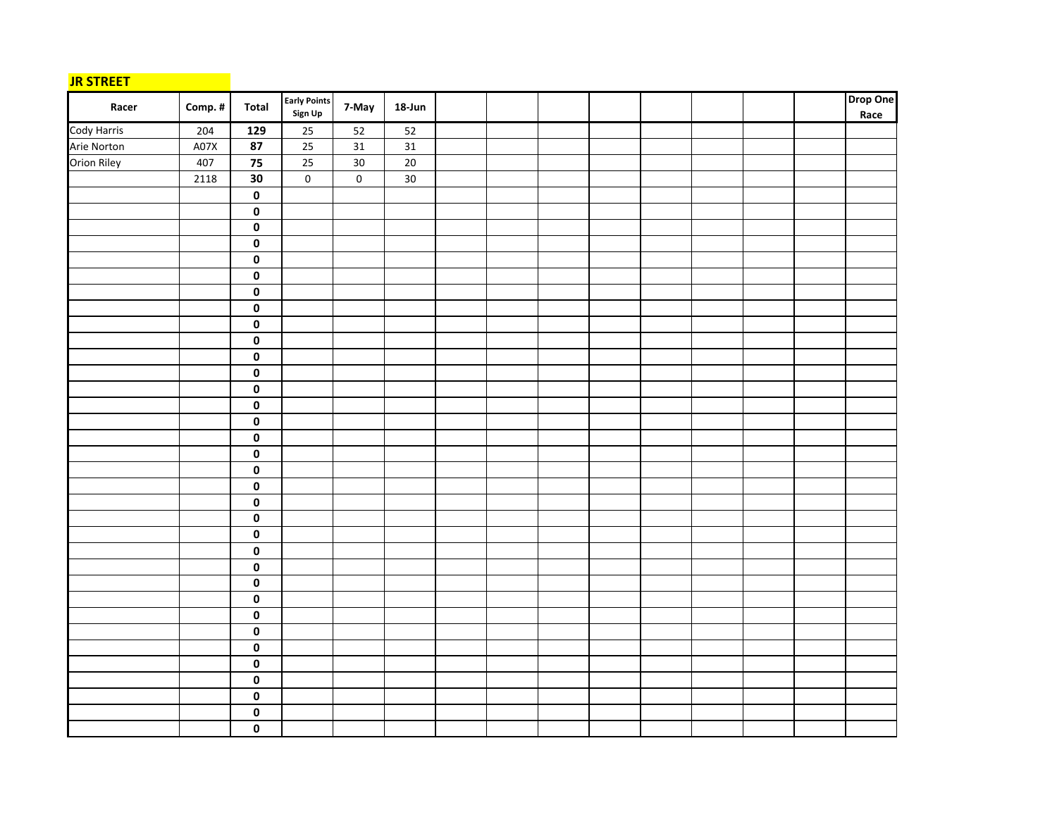## JR STREET

| Racer | Comp. # | Total | Early Points Sign Up | 7-May | 18-Jun | | | | | | | | | Drop One Race |
|---|---|---|---|---|---|---|---|---|---|---|---|---|---|---|
| Cody Harris | 204 | **129** | 25 | 52 | 52 | | | | | | | | | |
| Arie Norton | A07X | **87** | 25 | 31 | 31 | | | | | | | | | |
| Orion Riley | 407 | **75** | 25 | 30 | 20 | | | | | | | | | |
| | 2118 | **30** | 0 | 0 | 30 | | | | | | | | | |
| | | **0** | | | | | | | | | | | | |
| | | **0** | | | | | | | | | | | | |
| | | **0** | | | | | | | | | | | | |
| | | **0** | | | | | | | | | | | | |
| | | **0** | | | | | | | | | | | | |
| | | **0** | | | | | | | | | | | | |
| | | **0** | | | | | | | | | | | | |
| | | **0** | | | | | | | | | | | | |
| | | **0** | | | | | | | | | | | | |
| | | **0** | | | | | | | | | | | | |
| | | **0** | | | | | | | | | | | | |
| | | **0** | | | | | | | | | | | | |
| | | **0** | | | | | | | | | | | | |
| | | **0** | | | | | | | | | | | | |
| | | **0** | | | | | | | | | | | | |
| | | **0** | | | | | | | | | | | | |
| | | **0** | | | | | | | | | | | | |
| | | **0** | | | | | | | | | | | | |
| | | **0** | | | | | | | | | | | | |
| | | **0** | | | | | | | | | | | | |
| | | **0** | | | | | | | | | | | | |
| | | **0** | | | | | | | | | | | | |
| | | **0** | | | | | | | | | | | | |
| | | **0** | | | | | | | | | | | | |
| | | **0** | | | | | | | | | | | | |
| | | **0** | | | | | | | | | | | | |
| | | **0** | | | | | | | | | | | | |
| | | **0** | | | | | | | | | | | | |
| | | **0** | | | | | | | | | | | | |
| | | **0** | | | | | | | | | | | | |
| | | **0** | | | | | | | | | | | | |
| | | **0** | | | | | | | | | | | | |
| | | **0** | | | | | | | | | | | | |
| | | **0** | | | | | | | | | | | | |